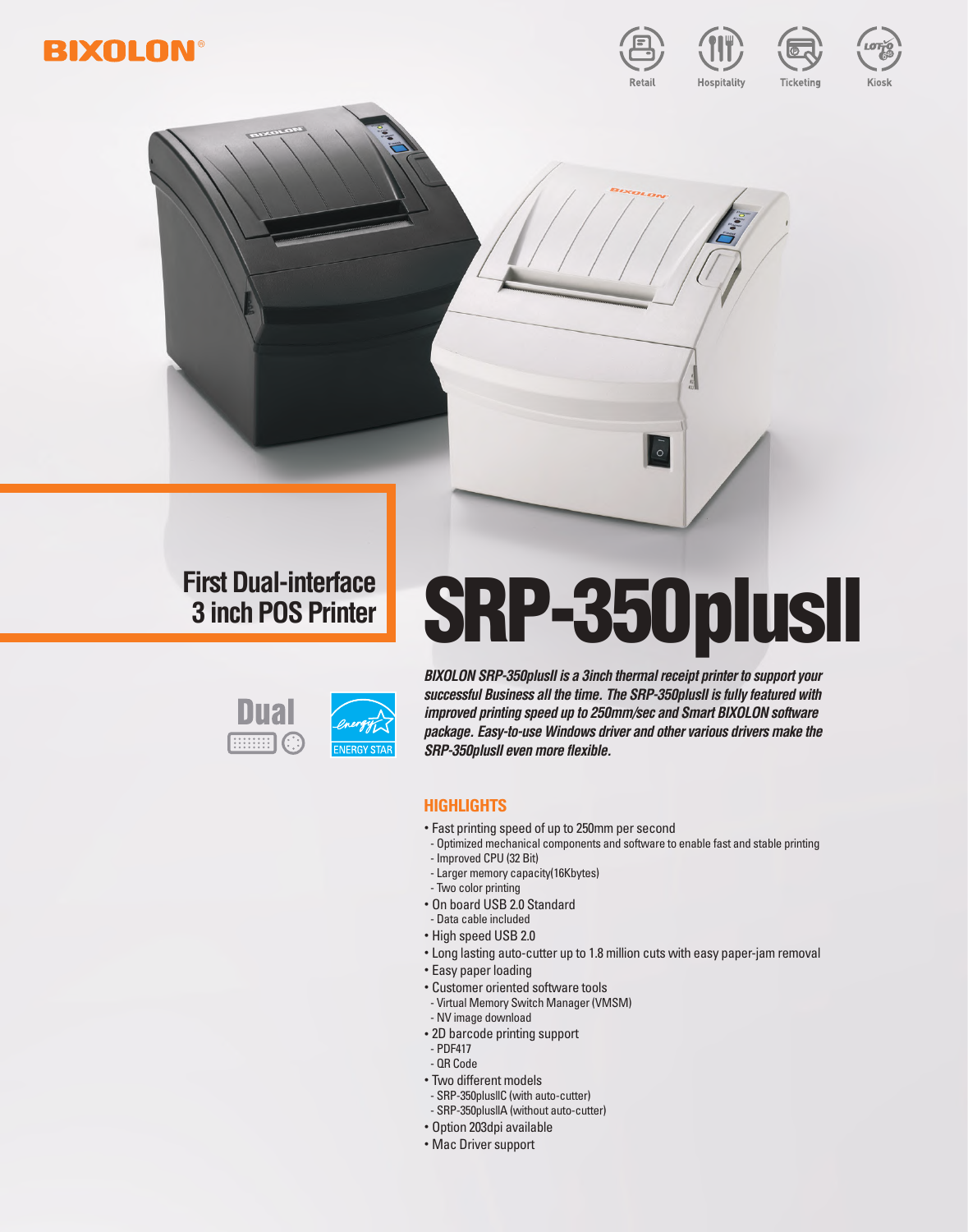BIXOLON®

Retail | Hospitality | Ticketing | Kiosk

# SRP-350plusII

## First Dual-interface 3 inch POS Printer

Dual

ENERGY STAR

*BIXOLON SRP-350plusII is a 3inch thermal receipt printer to support your successful Business all the time. The SRP-350plusII is fully featured with improved printing speed up to 250mm/sec and Smart BIXOLON software package. Easy-to-use Windows driver and other various drivers make the SRP-350plusII even more flexible.*

## HIGHLIGHTS

- Fast printing speed of up to 250mm per second
  - Optimized mechanical components and software to enable fast and stable printing
  - Improved CPU (32 Bit)
  - Larger memory capacity(16Kbytes)
  - Two color printing
- On board USB 2.0 Standard
  - Data cable included
- High speed USB 2.0
- Long lasting auto-cutter up to 1.8 million cuts with easy paper-jam removal
- Easy paper loading
- Customer oriented software tools
  - Virtual Memory Switch Manager (VMSM)
  - NV image download
- 2D barcode printing support
  - PDF417
  - QR Code
- Two different models
  - SRP-350plusIIC (with auto-cutter)
  - SRP-350plusIIA (without auto-cutter)
- Option 203dpi available
- Mac Driver support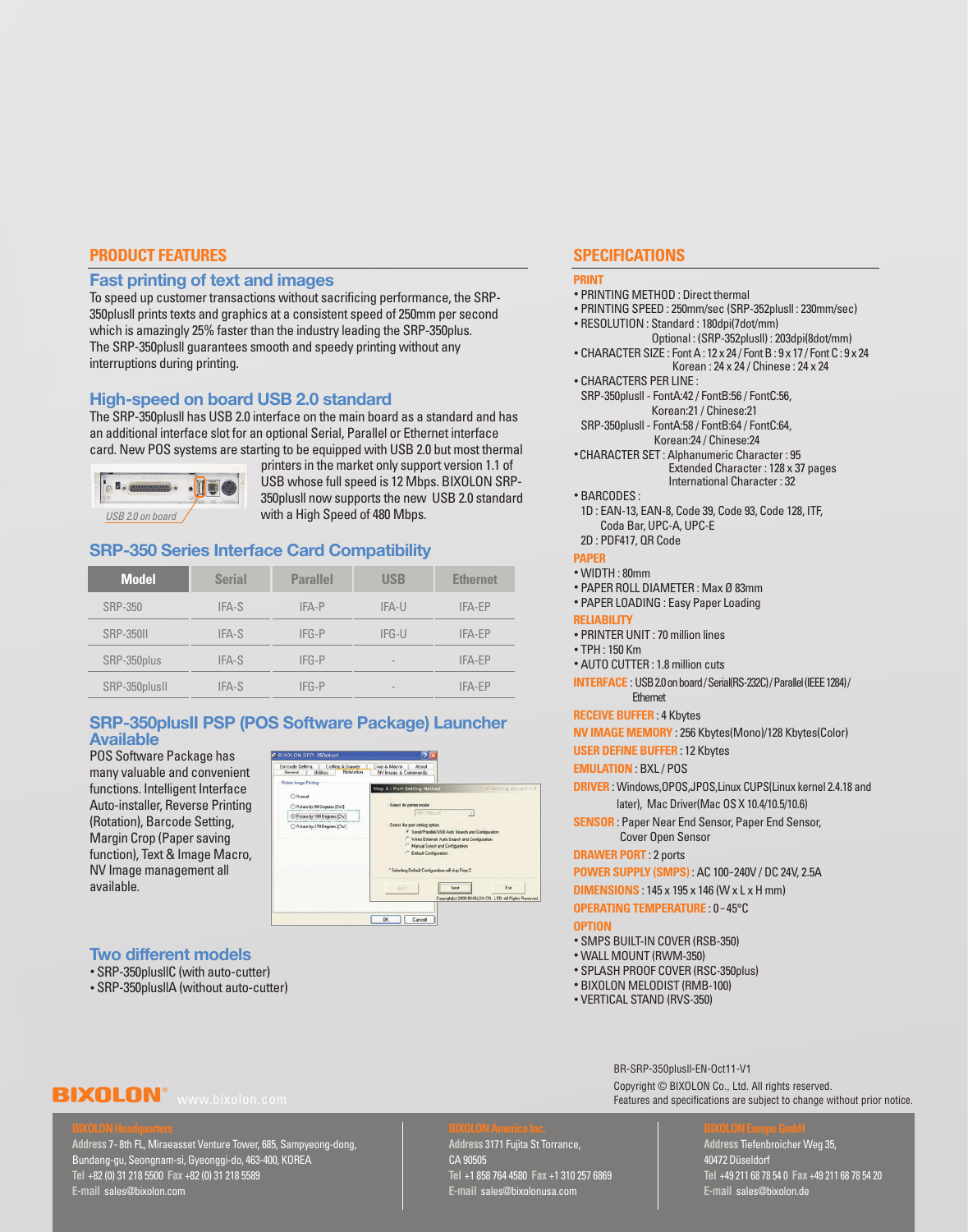## PRODUCT FEATURES

### Fast printing of text and images

To speed up customer transactions without sacrificing performance, the SRP-350plusII prints texts and graphics at a consistent speed of 250mm per second which is amazingly 25% faster than the industry leading the SRP-350plus. The SRP-350plusII guarantees smooth and speedy printing without any interruptions during printing.

### High-speed on board USB 2.0 standard

The SRP-350plusII has USB 2.0 interface on the main board as a standard and has an additional interface slot for an optional Serial, Parallel or Ethernet interface card. New POS systems are starting to be equipped with USB 2.0 but most thermal printers in the market only support version 1.1 of USB whose full speed is 12 Mbps. BIXOLON SRP-350plusII now supports the new USB 2.0 standard with a High Speed of 480 Mbps.

USB 2.0 on board

### SRP-350 Series Interface Card Compatibility

| Model | Serial | Parallel | USB | Ethernet |
|---|---|---|---|---|
| SRP-350 | IFA-S | IFA-P | IFA-U | IFA-EP |
| SRP-350II | IFA-S | IFG-P | IFG-U | IFA-EP |
| SRP-350plus | IFA-S | IFG-P | - | IFA-EP |
| SRP-350plusII | IFA-S | IFG-P | - | IFA-EP |

### SRP-350plusII PSP (POS Software Package) Launcher Available

POS Software Package has many valuable and convenient functions. Intelligent Interface Auto-installer, Reverse Printing (Rotation), Barcode Setting, Margin Crop (Paper saving function), Text & Image Macro, NV Image management all available.

### Two different models

- SRP-350plusIIC (with auto-cutter)
- SRP-350plusIIA (without auto-cutter)

## SPECIFICATIONS

**PRINT**

- PRINTING METHOD : Direct thermal
- PRINTING SPEED : 250mm/sec (SRP-352plusII : 230mm/sec)
- RESOLUTION : Standard : 180dpi(7dot/mm)
  Optional : (SRP-352plusII) : 203dpi(8dot/mm)
- CHARACTER SIZE : Font A : 12 x 24 / Font B : 9 x 17 / Font C : 9 x 24
  Korean : 24 x 24 / Chinese : 24 x 24
- CHARACTERS PER LINE :
  SRP-350plusII - FontA:42 / FontB:56 / FontC:56,
  Korean:21 / Chinese:21
  SRP-350plusII - FontA:58 / FontB:64 / FontC:64,
  Korean:24 / Chinese:24
- CHARACTER SET : Alphanumeric Character : 95
  Extended Character : 128 x 37 pages
  International Character : 32
- BARCODES :
  1D : EAN-13, EAN-8, Code 39, Code 93, Code 128, ITF, Coda Bar, UPC-A, UPC-E
  2D : PDF417, QR Code

**PAPER**

- WIDTH : 80mm
- PAPER ROLL DIAMETER : Max Ø 83mm
- PAPER LOADING : Easy Paper Loading

**RELIABILITY**

- PRINTER UNIT : 70 million lines
- TPH : 150 Km
- AUTO CUTTER : 1.8 million cuts

**INTERFACE** : USB 2.0 on board / Serial(RS-232C) / Parallel (IEEE 1284) / Ethernet

**RECEIVE BUFFER** : 4 Kbytes

**NV IMAGE MEMORY** : 256 Kbytes(Mono)/128 Kbytes(Color)

**USER DEFINE BUFFER** : 12 Kbytes

**EMULATION** : BXL / POS

**DRIVER** : Windows,OPOS,JPOS,Linux CUPS(Linux kernel 2.4.18 and later), Mac Driver(Mac OS X 10.4/10.5/10.6)

**SENSOR** : Paper Near End Sensor, Paper End Sensor, Cover Open Sensor

**DRAWER PORT** : 2 ports

**POWER SUPPLY (SMPS)** : AC 100~240V / DC 24V, 2.5A

**DIMENSIONS** : 145 x 195 x 146 (W x L x H mm)

**OPERATING TEMPERATURE** : 0 ~ 45°C

**OPTION**

- SMPS BUILT-IN COVER (RSB-350)
- WALL MOUNT (RWM-350)
- SPLASH PROOF COVER (RSC-350plus)
- BIXOLON MELODIST (RMB-100)
- VERTICAL STAND (RVS-350)

BR-SRP-350plusII-EN-Oct11-V1
Copyright © BIXOLON Co., Ltd. All rights reserved.
Features and specifications are subject to change without prior notice.

BIXOLON® www.bixolon.com

**BIXOLON Headquarters**
Address 7~8th FL, Miraeasset Venture Tower, 685, Sampyeong-dong, Bundang-gu, Seongnam-si, Gyeonggi-do, 463-400, KOREA
Tel +82 (0) 31 218 5500 Fax +82 (0) 31 218 5589
E-mail sales@bixolon.com

**BIXOLON America Inc.**
Address 3171 Fujita St Torrance, CA 90505
Tel +1 858 764 4580 Fax +1 310 257 6869
E-mail sales@bixolonusa.com

**BIXOLON Europe GmbH**
Address Tiefenbroicher Weg 35, 40472 Düseldorf
Tel +49 211 68 78 54 0 Fax +49 211 68 78 54 20
E-mail sales@bixolon.de